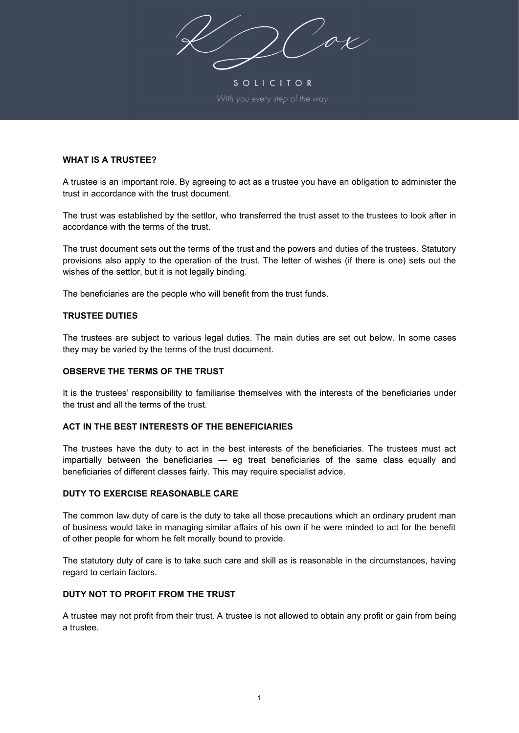KJ Cox

SOLICITOR

*With you every step of the way*

## WHAT IS A TRUSTEE?

A trustee is an important role. By agreeing to act as a trustee you have an obligation to administer the trust in accordance with the trust document.

The trust was established by the settlor, who transferred the trust asset to the trustees to look after in accordance with the terms of the trust.

The trust document sets out the terms of the trust and the powers and duties of the trustees. Statutory provisions also apply to the operation of the trust. The letter of wishes (if there is one) sets out the wishes of the settlor, but it is not legally binding.

The beneficiaries are the people who will benefit from the trust funds.

## TRUSTEE DUTIES

The trustees are subject to various legal duties. The main duties are set out below. In some cases they may be varied by the terms of the trust document.

### OBSERVE THE TERMS OF THE TRUST

It is the trustees' responsibility to familiarise themselves with the interests of the beneficiaries under the trust and all the terms of the trust.

### ACT IN THE BEST INTERESTS OF THE BENEFICIARIES

The trustees have the duty to act in the best interests of the beneficiaries. The trustees must act impartially between the beneficiaries — eg treat beneficiaries of the same class equally and beneficiaries of different classes fairly. This may require specialist advice.

### DUTY TO EXERCISE REASONABLE CARE

The common law duty of care is the duty to take all those precautions which an ordinary prudent man of business would take in managing similar affairs of his own if he were minded to act for the benefit of other people for whom he felt morally bound to provide.

The statutory duty of care is to take such care and skill as is reasonable in the circumstances, having regard to certain factors.

### DUTY NOT TO PROFIT FROM THE TRUST

A trustee may not profit from their trust. A trustee is not allowed to obtain any profit or gain from being a trustee.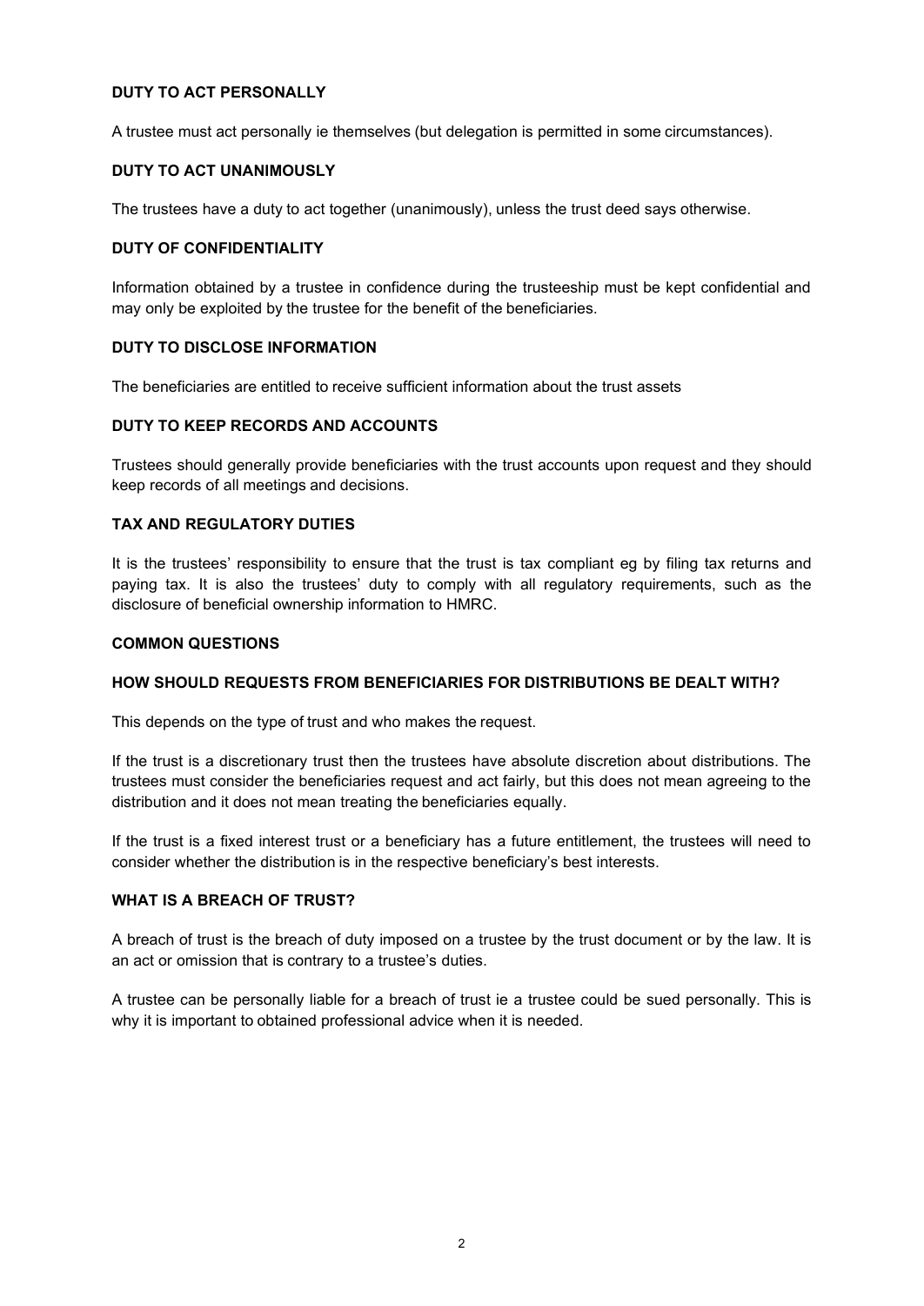**DUTY TO ACT PERSONALLY**

A trustee must act personally ie themselves (but delegation is permitted in some circumstances).

**DUTY TO ACT UNANIMOUSLY**

The trustees have a duty to act together (unanimously), unless the trust deed says otherwise.

**DUTY OF CONFIDENTIALITY**

Information obtained by a trustee in confidence during the trusteeship must be kept confidential and may only be exploited by the trustee for the benefit of the beneficiaries.

**DUTY TO DISCLOSE INFORMATION**

The beneficiaries are entitled to receive sufficient information about the trust assets

**DUTY TO KEEP RECORDS AND ACCOUNTS**

Trustees should generally provide beneficiaries with the trust accounts upon request and they should keep records of all meetings and decisions.

**TAX AND REGULATORY DUTIES**

It is the trustees' responsibility to ensure that the trust is tax compliant eg by filing tax returns and paying tax. It is also the trustees' duty to comply with all regulatory requirements, such as the disclosure of beneficial ownership information to HMRC.

**COMMON QUESTIONS**

**HOW SHOULD REQUESTS FROM BENEFICIARIES FOR DISTRIBUTIONS BE DEALT WITH?**

This depends on the type of trust and who makes the request.

If the trust is a discretionary trust then the trustees have absolute discretion about distributions. The trustees must consider the beneficiaries request and act fairly, but this does not mean agreeing to the distribution and it does not mean treating the beneficiaries equally.

If the trust is a fixed interest trust or a beneficiary has a future entitlement, the trustees will need to consider whether the distribution is in the respective beneficiary's best interests.

**WHAT IS A BREACH OF TRUST?**

A breach of trust is the breach of duty imposed on a trustee by the trust document or by the law. It is an act or omission that is contrary to a trustee's duties.

A trustee can be personally liable for a breach of trust ie a trustee could be sued personally. This is why it is important to obtained professional advice when it is needed.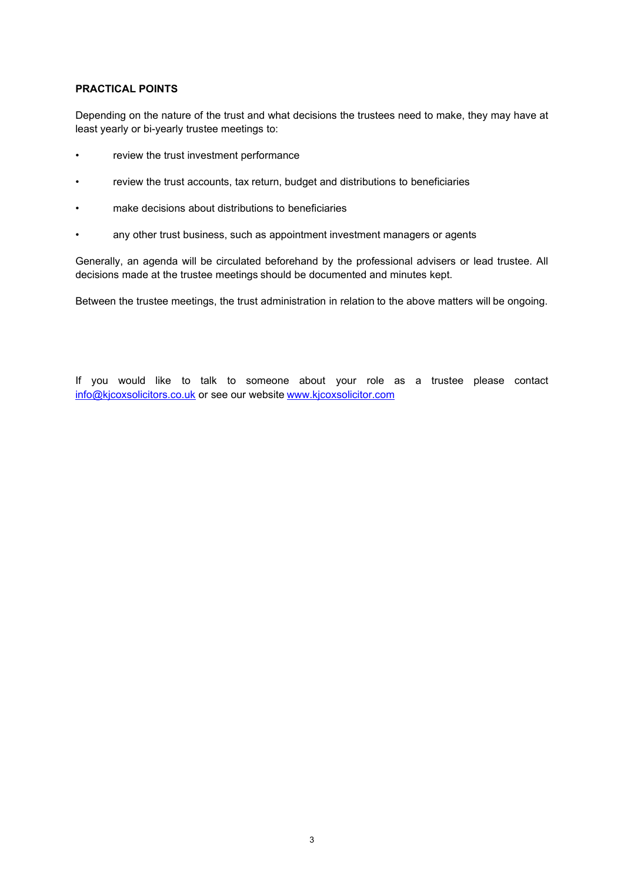**PRACTICAL POINTS**

Depending on the nature of the trust and what decisions the trustees need to make, they may have at least yearly or bi-yearly trustee meetings to:

- review the trust investment performance
- review the trust accounts, tax return, budget and distributions to beneficiaries
- make decisions about distributions to beneficiaries
- any other trust business, such as appointment investment managers or agents

Generally, an agenda will be circulated beforehand by the professional advisers or lead trustee. All decisions made at the trustee meetings should be documented and minutes kept.

Between the trustee meetings, the trust administration in relation to the above matters will be ongoing.

If you would like to talk to someone about your role as a trustee please contact info@kjcoxsolicitors.co.uk or see our website www.kjcoxsolicitor.com